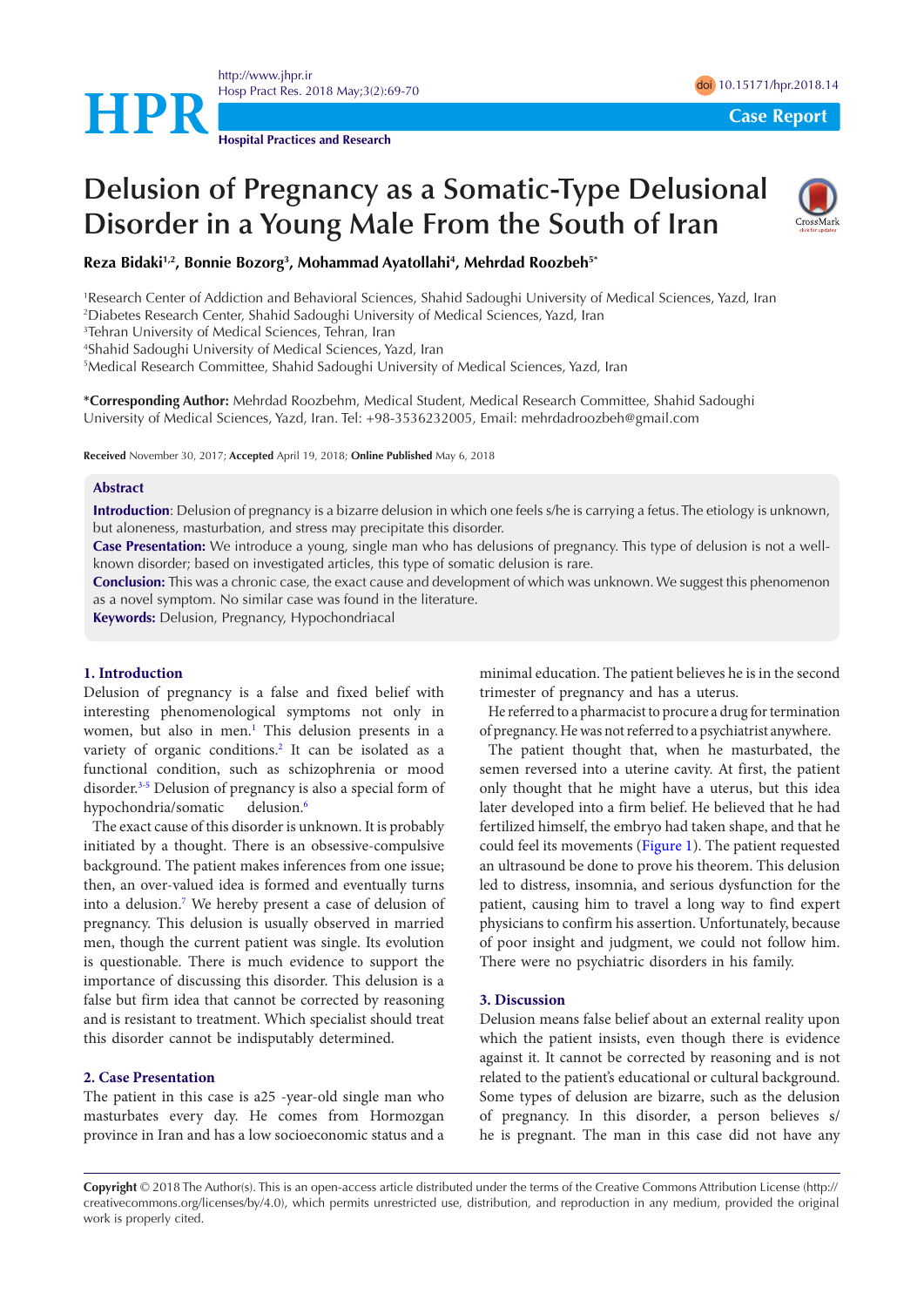Case Report

# Delusion of Pregnancy as a Somatic-Type Delusional Disorder in a Young Male From the South of Iran

**Reza Bidaki[1,2], Bonnie Bozorg[3], Mohammad Ayatollahi[4], Mehrdad Roozbeh[5*]**

[1]Research Center of Addiction and Behavioral Sciences, Shahid Sadoughi University of Medical Sciences, Yazd, Iran
[2]Diabetes Research Center, Shahid Sadoughi University of Medical Sciences, Yazd, Iran
[3]Tehran University of Medical Sciences, Tehran, Iran
[4]Shahid Sadoughi University of Medical Sciences, Yazd, Iran
[5]Medical Research Committee, Shahid Sadoughi University of Medical Sciences, Yazd, Iran

***Corresponding Author:** Mehrdad Roozbehm, Medical Student, Medical Research Committee, Shahid Sadoughi University of Medical Sciences, Yazd, Iran. Tel: +98-3536232005, Email: mehrdadroozbeh@gmail.com

**Received** November 30, 2017; **Accepted** April 19, 2018; **Online Published** May 6, 2018

## Abstract

**Introduction**: Delusion of pregnancy is a bizarre delusion in which one feels s/he is carrying a fetus. The etiology is unknown, but aloneness, masturbation, and stress may precipitate this disorder.

**Case Presentation:** We introduce a young, single man who has delusions of pregnancy. This type of delusion is not a well-known disorder; based on investigated articles, this type of somatic delusion is rare.

**Conclusion:** This was a chronic case, the exact cause and development of which was unknown. We suggest this phenomenon as a novel symptom. No similar case was found in the literature.

**Keywords:** Delusion, Pregnancy, Hypochondriacal

## 1. Introduction

Delusion of pregnancy is a false and fixed belief with interesting phenomenological symptoms not only in women, but also in men.[1] This delusion presents in a variety of organic conditions.[2] It can be isolated as a functional condition, such as schizophrenia or mood disorder.[3-5] Delusion of pregnancy is also a special form of hypochondria/somatic delusion.[6]

The exact cause of this disorder is unknown. It is probably initiated by a thought. There is an obsessive-compulsive background. The patient makes inferences from one issue; then, an over-valued idea is formed and eventually turns into a delusion.[7] We hereby present a case of delusion of pregnancy. This delusion is usually observed in married men, though the current patient was single. Its evolution is questionable. There is much evidence to support the importance of discussing this disorder. This delusion is a false but firm idea that cannot be corrected by reasoning and is resistant to treatment. Which specialist should treat this disorder cannot be indisputably determined.

## 2. Case Presentation

The patient in this case is a25 -year-old single man who masturbates every day. He comes from Hormozgan province in Iran and has a low socioeconomic status and a minimal education. The patient believes he is in the second trimester of pregnancy and has a uterus.

He referred to a pharmacist to procure a drug for termination of pregnancy. He was not referred to a psychiatrist anywhere.

The patient thought that, when he masturbated, the semen reversed into a uterine cavity. At first, the patient only thought that he might have a uterus, but this idea later developed into a firm belief. He believed that he had fertilized himself, the embryo had taken shape, and that he could feel its movements (Figure 1). The patient requested an ultrasound be done to prove his theorem. This delusion led to distress, insomnia, and serious dysfunction for the patient, causing him to travel a long way to find expert physicians to confirm his assertion. Unfortunately, because of poor insight and judgment, we could not follow him. There were no psychiatric disorders in his family.

## 3. Discussion

Delusion means false belief about an external reality upon which the patient insists, even though there is evidence against it. It cannot be corrected by reasoning and is not related to the patient's educational or cultural background. Some types of delusion are bizarre, such as the delusion of pregnancy. In this disorder, a person believes s/he is pregnant. The man in this case did not have any

**Copyright** © 2018 The Author(s). This is an open-access article distributed under the terms of the Creative Commons Attribution License (http://creativecommons.org/licenses/by/4.0), which permits unrestricted use, distribution, and reproduction in any medium, provided the original work is properly cited.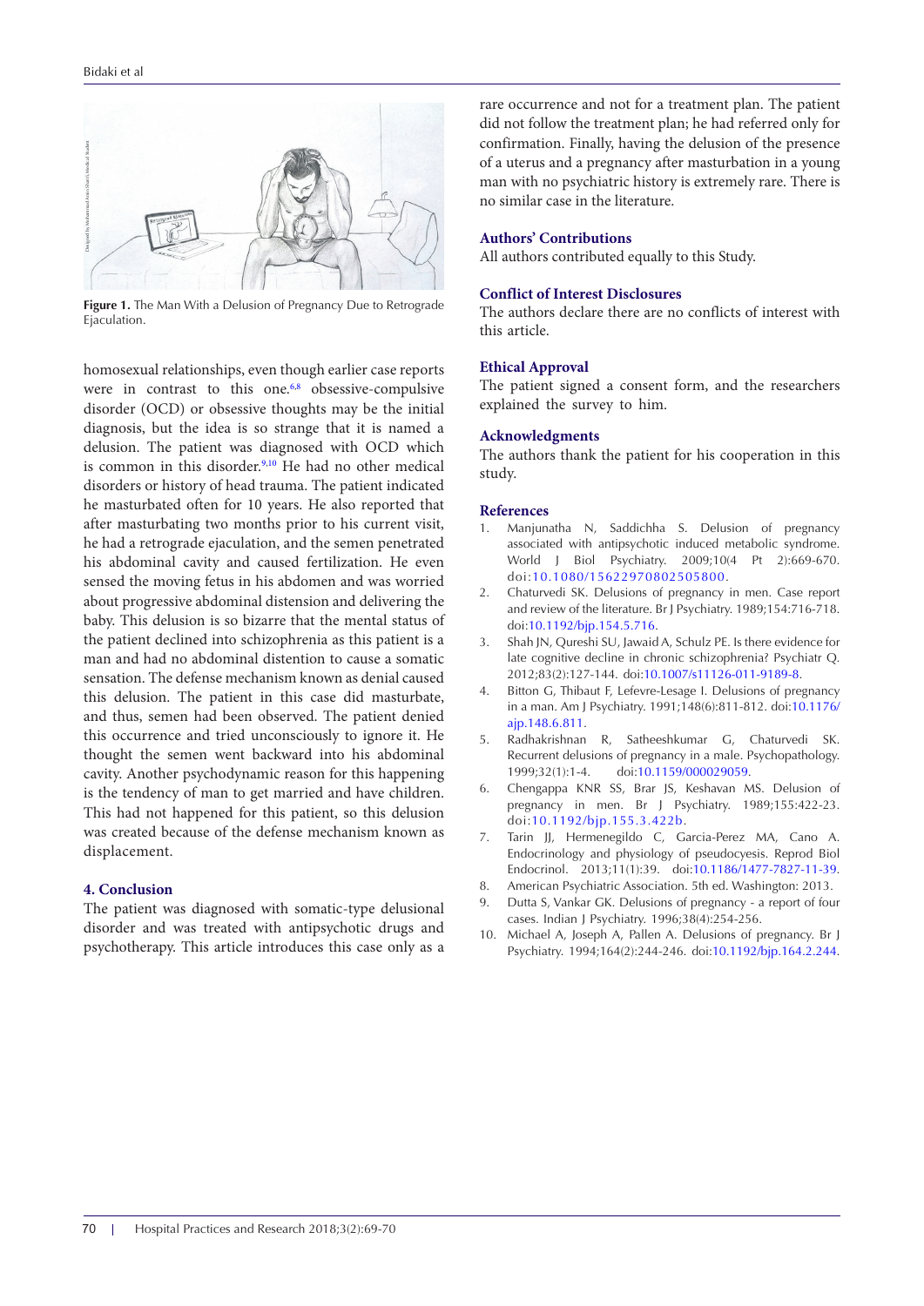Figure 1. The Man With a Delusion of Pregnancy Due to Retrograde Ejaculation.

homosexual relationships, even though earlier case reports were in contrast to this one.[6,8] obsessive-compulsive disorder (OCD) or obsessive thoughts may be the initial diagnosis, but the idea is so strange that it is named a delusion. The patient was diagnosed with OCD which is common in this disorder.[9,10] He had no other medical disorders or history of head trauma. The patient indicated he masturbated often for 10 years. He also reported that after masturbating two months prior to his current visit, he had a retrograde ejaculation, and the semen penetrated his abdominal cavity and caused fertilization. He even sensed the moving fetus in his abdomen and was worried about progressive abdominal distension and delivering the baby. This delusion is so bizarre that the mental status of the patient declined into schizophrenia as this patient is a man and had no abdominal distention to cause a somatic sensation. The defense mechanism known as denial caused this delusion. The patient in this case did masturbate, and thus, semen had been observed. The patient denied this occurrence and tried unconsciously to ignore it. He thought the semen went backward into his abdominal cavity. Another psychodynamic reason for this happening is the tendency of man to get married and have children. This had not happened for this patient, so this delusion was created because of the defense mechanism known as displacement.

## 4. Conclusion

The patient was diagnosed with somatic-type delusional disorder and was treated with antipsychotic drugs and psychotherapy. This article introduces this case only as a rare occurrence and not for a treatment plan. The patient did not follow the treatment plan; he had referred only for confirmation. Finally, having the delusion of the presence of a uterus and a pregnancy after masturbation in a young man with no psychiatric history is extremely rare. There is no similar case in the literature.

## Authors' Contributions

All authors contributed equally to this Study.

## Conflict of Interest Disclosures

The authors declare there are no conflicts of interest with this article.

## Ethical Approval

The patient signed a consent form, and the researchers explained the survey to him.

## Acknowledgments

The authors thank the patient for his cooperation in this study.

## References

1. Manjunatha N, Saddichha S. Delusion of pregnancy associated with antipsychotic induced metabolic syndrome. World J Biol Psychiatry. 2009;10(4 Pt 2):669-670. doi:10.1080/15622970802505800.
2. Chaturvedi SK. Delusions of pregnancy in men. Case report and review of the literature. Br J Psychiatry. 1989;154:716-718. doi:10.1192/bjp.154.5.716.
3. Shah JN, Qureshi SU, Jawaid A, Schulz PE. Is there evidence for late cognitive decline in chronic schizophrenia? Psychiatr Q. 2012;83(2):127-144. doi:10.1007/s11126-011-9189-8.
4. Bitton G, Thibaut F, Lefevre-Lesage I. Delusions of pregnancy in a man. Am J Psychiatry. 1991;148(6):811-812. doi:10.1176/ajp.148.6.811.
5. Radhakrishnan R, Satheeshkumar G, Chaturvedi SK. Recurrent delusions of pregnancy in a male. Psychopathology. 1999;32(1):1-4. doi:10.1159/000029059.
6. Chengappa KNR SS, Brar JS, Keshavan MS. Delusion of pregnancy in men. Br J Psychiatry. 1989;155:422-23. doi:10.1192/bjp.155.3.422b.
7. Tarin JJ, Hermenegildo C, Garcia-Perez MA, Cano A. Endocrinology and physiology of pseudocyesis. Reprod Biol Endocrinol. 2013;11(1):39. doi:10.1186/1477-7827-11-39.
8. American Psychiatric Association. 5th ed. Washington: 2013.
9. Dutta S, Vankar GK. Delusions of pregnancy - a report of four cases. Indian J Psychiatry. 1996;38(4):254-256.
10. Michael A, Joseph A, Pallen A. Delusions of pregnancy. Br J Psychiatry. 1994;164(2):244-246. doi:10.1192/bjp.164.2.244.